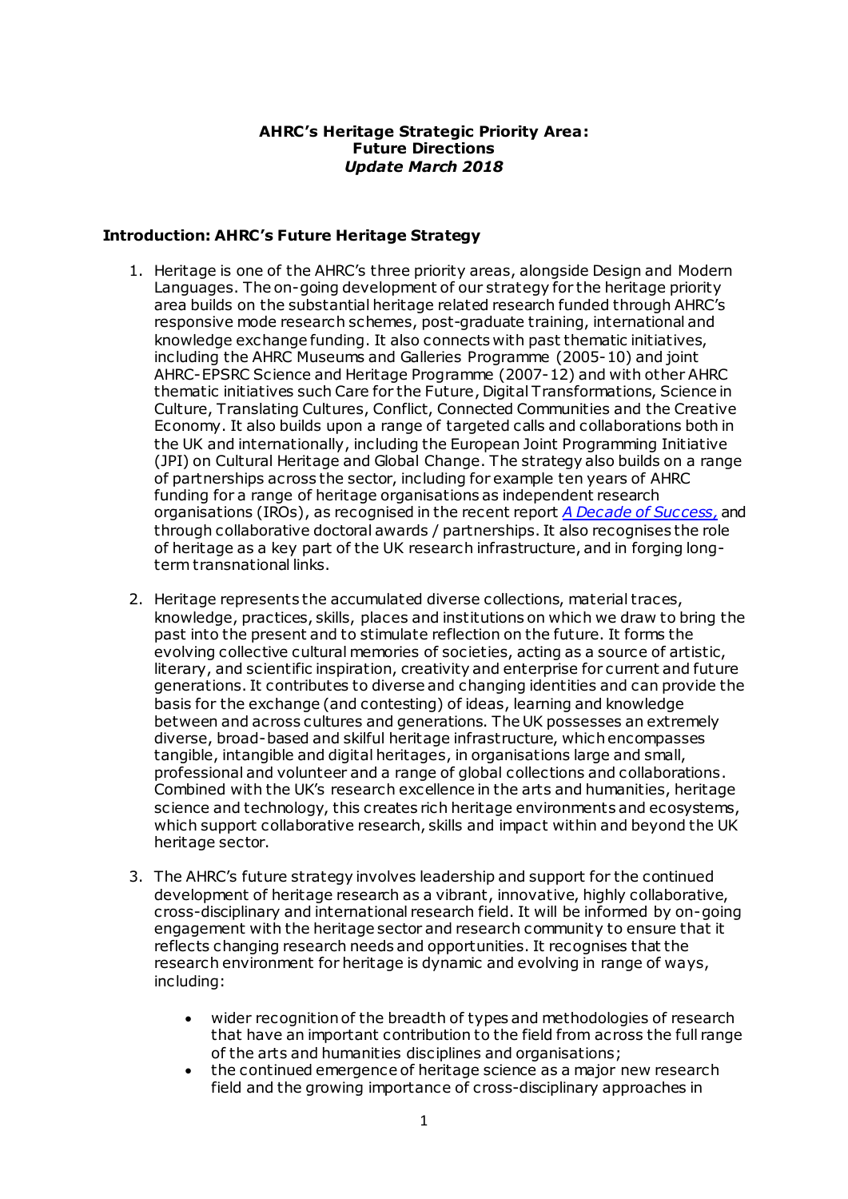**AHRC's Heritage Strategic Priority Area: Future Directions**
***Update March 2018***

## Introduction: AHRC's Future Heritage Strategy

1. Heritage is one of the AHRC's three priority areas, alongside Design and Modern Languages. The on-going development of our strategy for the heritage priority area builds on the substantial heritage related research funded through AHRC's responsive mode research schemes, post-graduate training, international and knowledge exchange funding. It also connects with past thematic initiatives, including the AHRC Museums and Galleries Programme (2005-10) and joint AHRC-EPSRC Science and Heritage Programme (2007-12) and with other AHRC thematic initiatives such Care for the Future, Digital Transformations, Science in Culture, Translating Cultures, Conflict, Connected Communities and the Creative Economy. It also builds upon a range of targeted calls and collaborations both in the UK and internationally, including the European Joint Programming Initiative (JPI) on Cultural Heritage and Global Change. The strategy also builds on a range of partnerships across the sector, including for example ten years of AHRC funding for a range of heritage organisations as independent research organisations (IROs), as recognised in the recent report *A Decade of Success*, and through collaborative doctoral awards / partnerships. It also recognises the role of heritage as a key part of the UK research infrastructure, and in forging long-term transnational links.

2. Heritage represents the accumulated diverse collections, material traces, knowledge, practices, skills, places and institutions on which we draw to bring the past into the present and to stimulate reflection on the future. It forms the evolving collective cultural memories of societies, acting as a source of artistic, literary, and scientific inspiration, creativity and enterprise for current and future generations. It contributes to diverse and changing identities and can provide the basis for the exchange (and contesting) of ideas, learning and knowledge between and across cultures and generations. The UK possesses an extremely diverse, broad-based and skilful heritage infrastructure, which encompasses tangible, intangible and digital heritages, in organisations large and small, professional and volunteer and a range of global collections and collaborations. Combined with the UK's research excellence in the arts and humanities, heritage science and technology, this creates rich heritage environments and ecosystems, which support collaborative research, skills and impact within and beyond the UK heritage sector.

3. The AHRC's future strategy involves leadership and support for the continued development of heritage research as a vibrant, innovative, highly collaborative, cross-disciplinary and international research field. It will be informed by on-going engagement with the heritage sector and research community to ensure that it reflects changing research needs and opportunities. It recognises that the research environment for heritage is dynamic and evolving in range of ways, including:

    - wider recognition of the breadth of types and methodologies of research that have an important contribution to the field from across the full range of the arts and humanities disciplines and organisations;
    - the continued emergence of heritage science as a major new research field and the growing importance of cross-disciplinary approaches in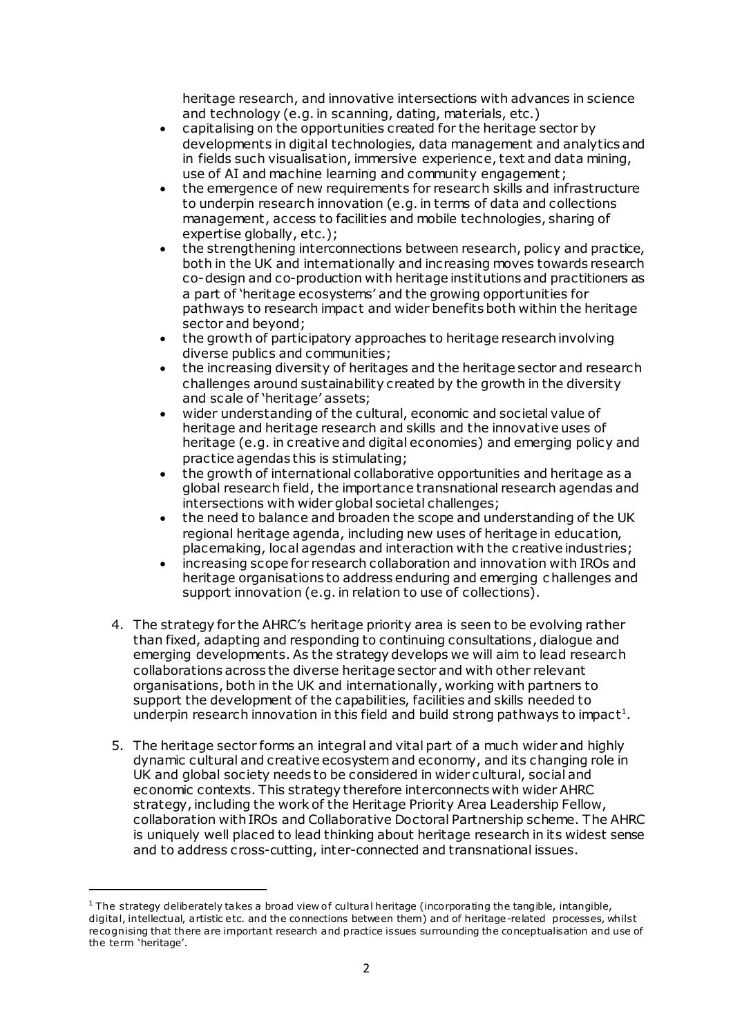heritage research, and innovative intersections with advances in science and technology (e.g. in scanning, dating, materials, etc.)

- capitalising on the opportunities created for the heritage sector by developments in digital technologies, data management and analytics and in fields such visualisation, immersive experience, text and data mining, use of AI and machine learning and community engagement;
- the emergence of new requirements for research skills and infrastructure to underpin research innovation (e.g. in terms of data and collections management, access to facilities and mobile technologies, sharing of expertise globally, etc.);
- the strengthening interconnections between research, policy and practice, both in the UK and internationally and increasing moves towards research co-design and co-production with heritage institutions and practitioners as a part of 'heritage ecosystems' and the growing opportunities for pathways to research impact and wider benefits both within the heritage sector and beyond;
- the growth of participatory approaches to heritage research involving diverse publics and communities;
- the increasing diversity of heritages and the heritage sector and research challenges around sustainability created by the growth in the diversity and scale of 'heritage' assets;
- wider understanding of the cultural, economic and societal value of heritage and heritage research and skills and the innovative uses of heritage (e.g. in creative and digital economies) and emerging policy and practice agendas this is stimulating;
- the growth of international collaborative opportunities and heritage as a global research field, the importance transnational research agendas and intersections with wider global societal challenges;
- the need to balance and broaden the scope and understanding of the UK regional heritage agenda, including new uses of heritage in education, placemaking, local agendas and interaction with the creative industries;
- increasing scope for research collaboration and innovation with IROs and heritage organisations to address enduring and emerging challenges and support innovation (e.g. in relation to use of collections).

4. The strategy for the AHRC's heritage priority area is seen to be evolving rather than fixed, adapting and responding to continuing consultations, dialogue and emerging developments. As the strategy develops we will aim to lead research collaborations across the diverse heritage sector and with other relevant organisations, both in the UK and internationally, working with partners to support the development of the capabilities, facilities and skills needed to underpin research innovation in this field and build strong pathways to impact[1].

5. The heritage sector forms an integral and vital part of a much wider and highly dynamic cultural and creative ecosystem and economy, and its changing role in UK and global society needs to be considered in wider cultural, social and economic contexts. This strategy therefore interconnects with wider AHRC strategy, including the work of the Heritage Priority Area Leadership Fellow, collaboration with IROs and Collaborative Doctoral Partnership scheme. The AHRC is uniquely well placed to lead thinking about heritage research in its widest sense and to address cross-cutting, inter-connected and transnational issues.

[1] The strategy deliberately takes a broad view of cultural heritage (incorporating the tangible, intangible, digital, intellectual, artistic etc. and the connections between them) and of heritage-related processes, whilst recognising that there are important research and practice issues surrounding the conceptualisation and use of the term 'heritage'.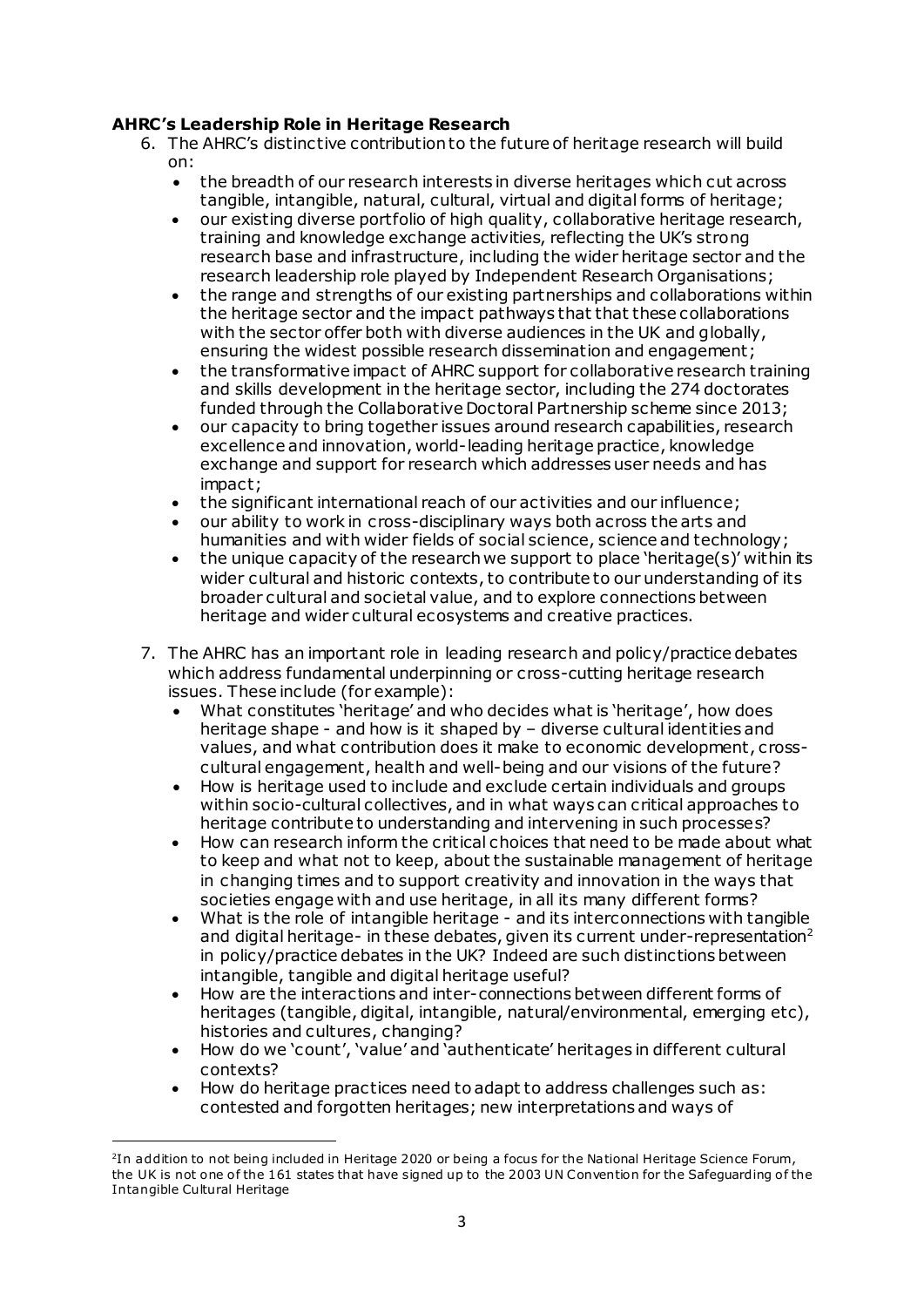**AHRC's Leadership Role in Heritage Research**

6. The AHRC's distinctive contribution to the future of heritage research will build on:
   - the breadth of our research interests in diverse heritages which cut across tangible, intangible, natural, cultural, virtual and digital forms of heritage;
   - our existing diverse portfolio of high quality, collaborative heritage research, training and knowledge exchange activities, reflecting the UK's strong research base and infrastructure, including the wider heritage sector and the research leadership role played by Independent Research Organisations;
   - the range and strengths of our existing partnerships and collaborations within the heritage sector and the impact pathways that that these collaborations with the sector offer both with diverse audiences in the UK and globally, ensuring the widest possible research dissemination and engagement;
   - the transformative impact of AHRC support for collaborative research training and skills development in the heritage sector, including the 274 doctorates funded through the Collaborative Doctoral Partnership scheme since 2013;
   - our capacity to bring together issues around research capabilities, research excellence and innovation, world-leading heritage practice, knowledge exchange and support for research which addresses user needs and has impact;
   - the significant international reach of our activities and our influence;
   - our ability to work in cross-disciplinary ways both across the arts and humanities and with wider fields of social science, science and technology;
   - the unique capacity of the research we support to place 'heritage(s)' within its wider cultural and historic contexts, to contribute to our understanding of its broader cultural and societal value, and to explore connections between heritage and wider cultural ecosystems and creative practices.

7. The AHRC has an important role in leading research and policy/practice debates which address fundamental underpinning or cross-cutting heritage research issues. These include (for example):
   - What constitutes 'heritage' and who decides what is 'heritage', how does heritage shape - and how is it shaped by – diverse cultural identities and values, and what contribution does it make to economic development, cross-cultural engagement, health and well-being and our visions of the future?
   - How is heritage used to include and exclude certain individuals and groups within socio-cultural collectives, and in what ways can critical approaches to heritage contribute to understanding and intervening in such processes?
   - How can research inform the critical choices that need to be made about what to keep and what not to keep, about the sustainable management of heritage in changing times and to support creativity and innovation in the ways that societies engage with and use heritage, in all its many different forms?
   - What is the role of intangible heritage - and its interconnections with tangible and digital heritage- in these debates, given its current under-representation[2] in policy/practice debates in the UK? Indeed are such distinctions between intangible, tangible and digital heritage useful?
   - How are the interactions and inter-connections between different forms of heritages (tangible, digital, intangible, natural/environmental, emerging etc), histories and cultures, changing?
   - How do we 'count', 'value' and 'authenticate' heritages in different cultural contexts?
   - How do heritage practices need to adapt to address challenges such as: contested and forgotten heritages; new interpretations and ways of

---

[2] In addition to not being included in Heritage 2020 or being a focus for the National Heritage Science Forum, the UK is not one of the 161 states that have signed up to the 2003 UN Convention for the Safeguarding of the Intangible Cultural Heritage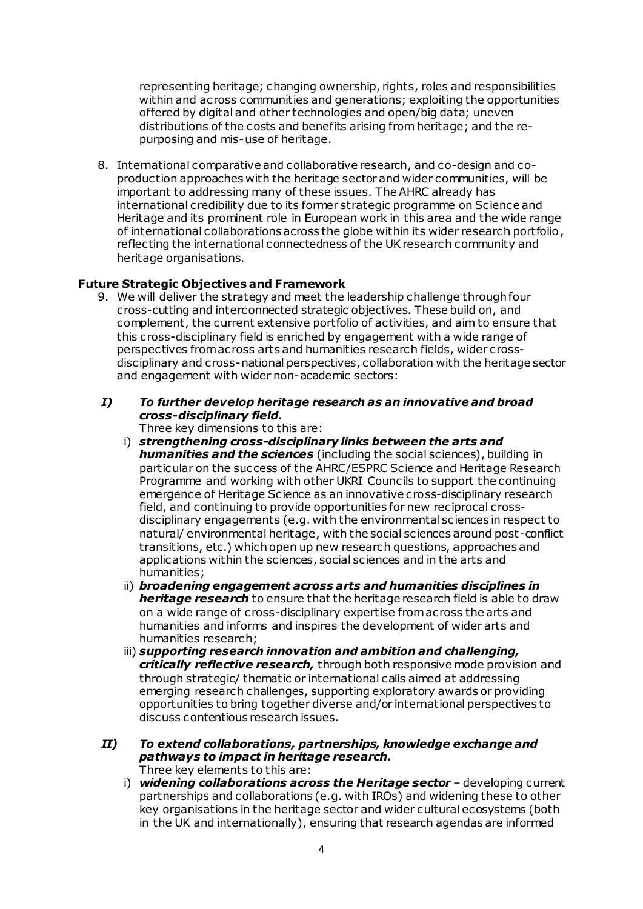representing heritage; changing ownership, rights, roles and responsibilities within and across communities and generations; exploiting the opportunities offered by digital and other technologies and open/big data; uneven distributions of the costs and benefits arising from heritage; and the re-purposing and mis-use of heritage.

8. International comparative and collaborative research, and co-design and co-production approaches with the heritage sector and wider communities, will be important to addressing many of these issues. The AHRC already has international credibility due to its former strategic programme on Science and Heritage and its prominent role in European work in this area and the wide range of international collaborations across the globe within its wider research portfolio, reflecting the international connectedness of the UK research community and heritage organisations.

**Future Strategic Objectives and Framework**

9. We will deliver the strategy and meet the leadership challenge through four cross-cutting and interconnected strategic objectives. These build on, and complement, the current extensive portfolio of activities, and aim to ensure that this cross-disciplinary field is enriched by engagement with a wide range of perspectives from across arts and humanities research fields, wider cross-disciplinary and cross-national perspectives, collaboration with the heritage sector and engagement with wider non-academic sectors:

***I) To further develop heritage research as an innovative and broad cross-disciplinary field.***

Three key dimensions to this are:

i) ***strengthening cross-disciplinary links between the arts and humanities and the sciences*** (including the social sciences), building in particular on the success of the AHRC/ESPRC Science and Heritage Research Programme and working with other UKRI Councils to support the continuing emergence of Heritage Science as an innovative cross-disciplinary research field, and continuing to provide opportunities for new reciprocal cross-disciplinary engagements (e.g. with the environmental sciences in respect to natural/ environmental heritage, with the social sciences around post-conflict transitions, etc.) which open up new research questions, approaches and applications within the sciences, social sciences and in the arts and humanities;

ii) ***broadening engagement across arts and humanities disciplines in heritage research*** to ensure that the heritage research field is able to draw on a wide range of cross-disciplinary expertise from across the arts and humanities and informs and inspires the development of wider arts and humanities research;

iii) ***supporting research innovation and ambition and challenging, critically reflective research,*** through both responsive mode provision and through strategic/ thematic or international calls aimed at addressing emerging research challenges, supporting exploratory awards or providing opportunities to bring together diverse and/or international perspectives to discuss contentious research issues.

***II) To extend collaborations, partnerships, knowledge exchange and pathways to impact in heritage research.***

Three key elements to this are:

i) ***widening collaborations across the Heritage sector*** – developing current partnerships and collaborations (e.g. with IROs) and widening these to other key organisations in the heritage sector and wider cultural ecosystems (both in the UK and internationally), ensuring that research agendas are informed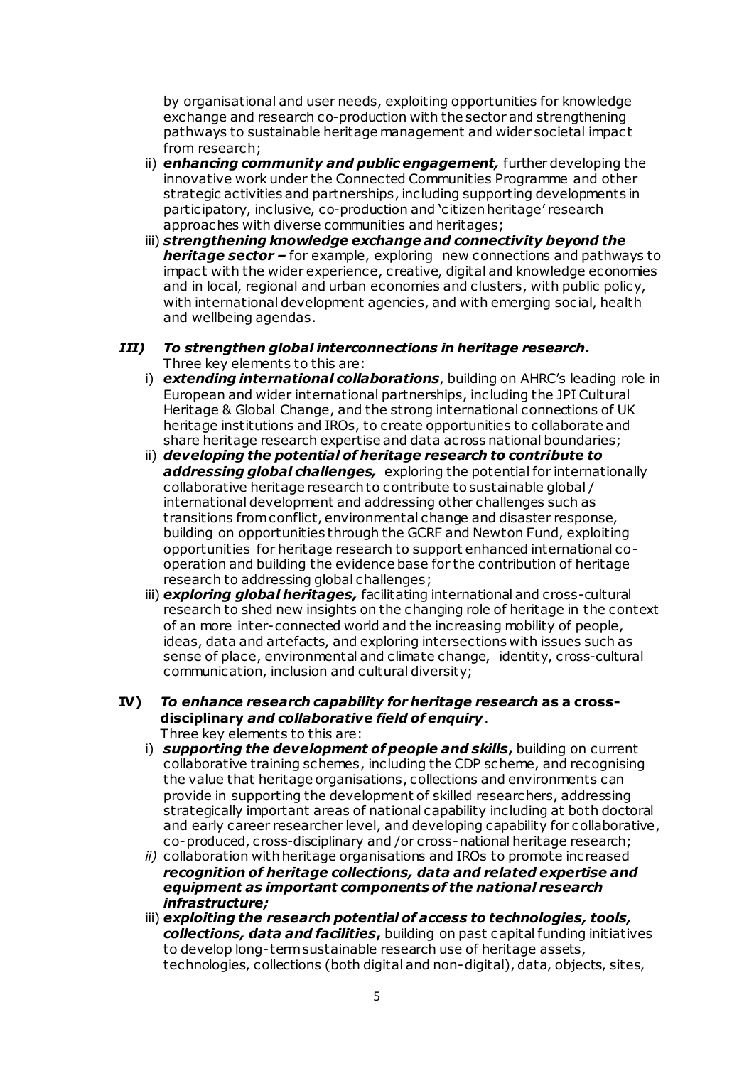by organisational and user needs, exploiting opportunities for knowledge exchange and research co-production with the sector and strengthening pathways to sustainable heritage management and wider societal impact from research;

ii) ***enhancing community and public engagement,*** further developing the innovative work under the Connected Communities Programme and other strategic activities and partnerships, including supporting developments in participatory, inclusive, co-production and 'citizen heritage' research approaches with diverse communities and heritages;

iii) ***strengthening knowledge exchange and connectivity beyond the heritage sector –*** for example, exploring new connections and pathways to impact with the wider experience, creative, digital and knowledge economies and in local, regional and urban economies and clusters, with public policy, with international development agencies, and with emerging social, health and wellbeing agendas.

***III) To strengthen global interconnections in heritage research.***

Three key elements to this are:

i) ***extending international collaborations***, building on AHRC's leading role in European and wider international partnerships, including the JPI Cultural Heritage & Global Change, and the strong international connections of UK heritage institutions and IROs, to create opportunities to collaborate and share heritage research expertise and data across national boundaries;

ii) ***developing the potential of heritage research to contribute to addressing global challenges,*** exploring the potential for internationally collaborative heritage research to contribute to sustainable global / international development and addressing other challenges such as transitions from conflict, environmental change and disaster response, building on opportunities through the GCRF and Newton Fund, exploiting opportunities for heritage research to support enhanced international co-operation and building the evidence base for the contribution of heritage research to addressing global challenges;

iii) ***exploring global heritages,*** facilitating international and cross-cultural research to shed new insights on the changing role of heritage in the context of an more inter-connected world and the increasing mobility of people, ideas, data and artefacts, and exploring intersections with issues such as sense of place, environmental and climate change, identity, cross-cultural communication, inclusion and cultural diversity;

**IV) *To enhance research capability for heritage research* as a cross-disciplinary *and collaborative field of enquiry*.**

Three key elements to this are:

i) ***supporting the development of people and skills*,** building on current collaborative training schemes, including the CDP scheme, and recognising the value that heritage organisations, collections and environments can provide in supporting the development of skilled researchers, addressing strategically important areas of national capability including at both doctoral and early career researcher level, and developing capability for collaborative, co-produced, cross-disciplinary and /or cross-national heritage research;

*ii)* collaboration with heritage organisations and IROs to promote increased ***recognition of heritage collections, data and related expertise and equipment as important components of the national research infrastructure;***

iii) ***exploiting the research potential of access to technologies, tools, collections, data and facilities*,** building on past capital funding initiatives to develop long-term sustainable research use of heritage assets, technologies, collections (both digital and non-digital), data, objects, sites,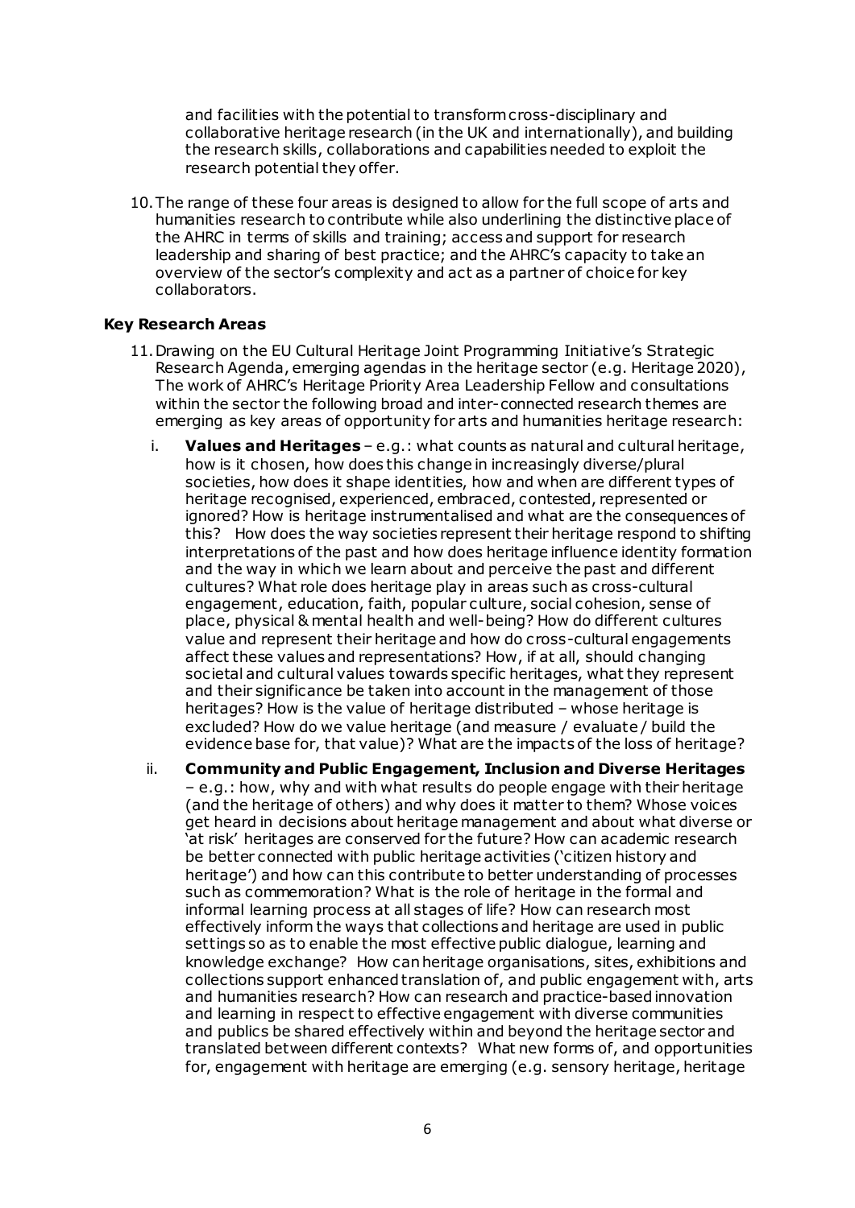and facilities with the potential to transform cross-disciplinary and collaborative heritage research (in the UK and internationally), and building the research skills, collaborations and capabilities needed to exploit the research potential they offer.

10. The range of these four areas is designed to allow for the full scope of arts and humanities research to contribute while also underlining the distinctive place of the AHRC in terms of skills and training; access and support for research leadership and sharing of best practice; and the AHRC's capacity to take an overview of the sector's complexity and act as a partner of choice for key collaborators.

### Key Research Areas

11. Drawing on the EU Cultural Heritage Joint Programming Initiative's Strategic Research Agenda, emerging agendas in the heritage sector (e.g. Heritage 2020), The work of AHRC's Heritage Priority Area Leadership Fellow and consultations within the sector the following broad and inter-connected research themes are emerging as key areas of opportunity for arts and humanities heritage research:

    i. **Values and Heritages** – e.g.: what counts as natural and cultural heritage, how is it chosen, how does this change in increasingly diverse/plural societies, how does it shape identities, how and when are different types of heritage recognised, experienced, embraced, contested, represented or ignored? How is heritage instrumentalised and what are the consequences of this? How does the way societies represent their heritage respond to shifting interpretations of the past and how does heritage influence identity formation and the way in which we learn about and perceive the past and different cultures? What role does heritage play in areas such as cross-cultural engagement, education, faith, popular culture, social cohesion, sense of place, physical & mental health and well-being? How do different cultures value and represent their heritage and how do cross-cultural engagements affect these values and representations? How, if at all, should changing societal and cultural values towards specific heritages, what they represent and their significance be taken into account in the management of those heritages? How is the value of heritage distributed – whose heritage is excluded? How do we value heritage (and measure / evaluate / build the evidence base for, that value)? What are the impacts of the loss of heritage?

    ii. **Community and Public Engagement, Inclusion and Diverse Heritages** – e.g.: how, why and with what results do people engage with their heritage (and the heritage of others) and why does it matter to them? Whose voices get heard in decisions about heritage management and about what diverse or 'at risk' heritages are conserved for the future? How can academic research be better connected with public heritage activities ('citizen history and heritage') and how can this contribute to better understanding of processes such as commemoration? What is the role of heritage in the formal and informal learning process at all stages of life? How can research most effectively inform the ways that collections and heritage are used in public settings so as to enable the most effective public dialogue, learning and knowledge exchange? How can heritage organisations, sites, exhibitions and collections support enhanced translation of, and public engagement with, arts and humanities research? How can research and practice-based innovation and learning in respect to effective engagement with diverse communities and publics be shared effectively within and beyond the heritage sector and translated between different contexts? What new forms of, and opportunities for, engagement with heritage are emerging (e.g. sensory heritage, heritage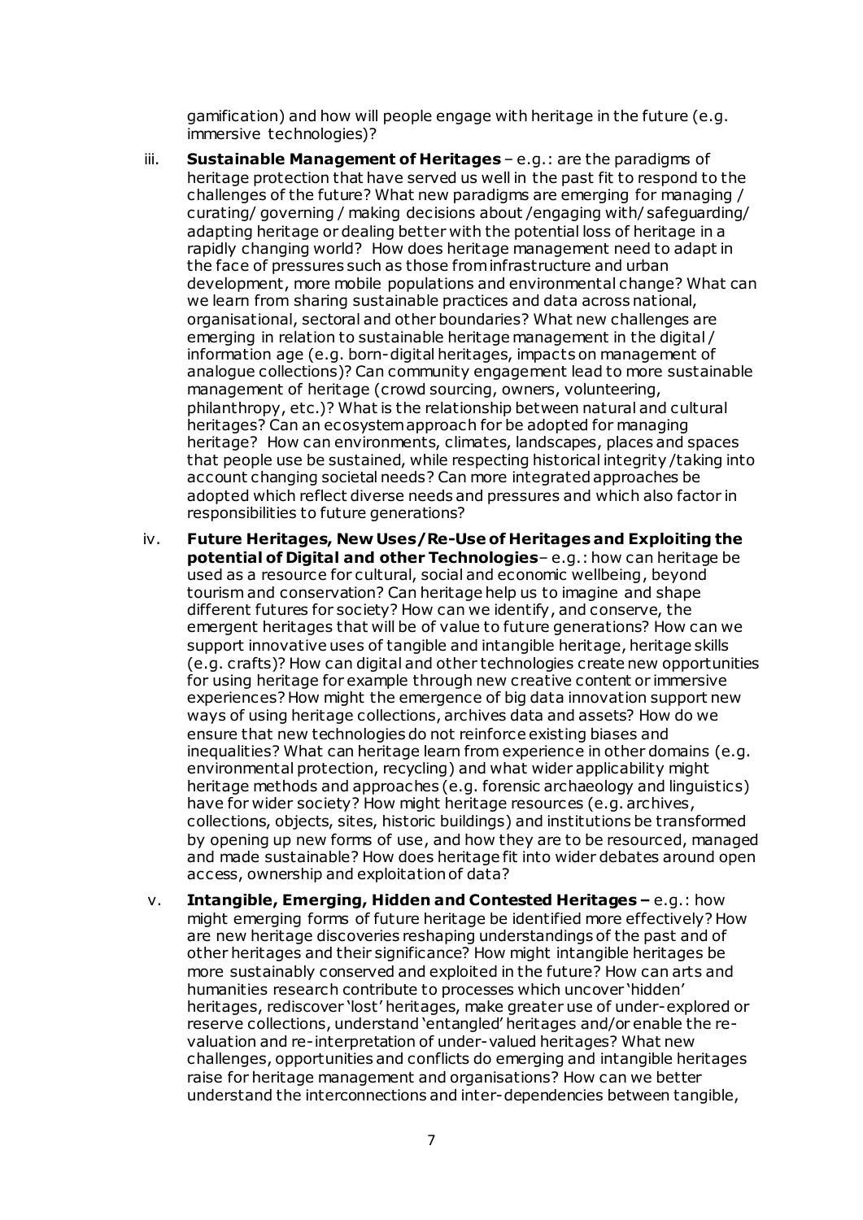gamification) and how will people engage with heritage in the future (e.g. immersive technologies)?

iii. **Sustainable Management of Heritages** – e.g.: are the paradigms of heritage protection that have served us well in the past fit to respond to the challenges of the future? What new paradigms are emerging for managing / curating/ governing / making decisions about /engaging with/ safeguarding/ adapting heritage or dealing better with the potential loss of heritage in a rapidly changing world? How does heritage management need to adapt in the face of pressures such as those from infrastructure and urban development, more mobile populations and environmental change? What can we learn from sharing sustainable practices and data across national, organisational, sectoral and other boundaries? What new challenges are emerging in relation to sustainable heritage management in the digital / information age (e.g. born-digital heritages, impacts on management of analogue collections)? Can community engagement lead to more sustainable management of heritage (crowd sourcing, owners, volunteering, philanthropy, etc.)? What is the relationship between natural and cultural heritages? Can an ecosystem approach for be adopted for managing heritage? How can environments, climates, landscapes, places and spaces that people use be sustained, while respecting historical integrity /taking into account changing societal needs? Can more integrated approaches be adopted which reflect diverse needs and pressures and which also factor in responsibilities to future generations?

iv. **Future Heritages, New Uses/Re-Use of Heritages and Exploiting the potential of Digital and other Technologies**– e.g.: how can heritage be used as a resource for cultural, social and economic wellbeing, beyond tourism and conservation? Can heritage help us to imagine and shape different futures for society? How can we identify, and conserve, the emergent heritages that will be of value to future generations? How can we support innovative uses of tangible and intangible heritage, heritage skills (e.g. crafts)? How can digital and other technologies create new opportunities for using heritage for example through new creative content or immersive experiences? How might the emergence of big data innovation support new ways of using heritage collections, archives data and assets? How do we ensure that new technologies do not reinforce existing biases and inequalities? What can heritage learn from experience in other domains (e.g. environmental protection, recycling) and what wider applicability might heritage methods and approaches (e.g. forensic archaeology and linguistics) have for wider society? How might heritage resources (e.g. archives, collections, objects, sites, historic buildings) and institutions be transformed by opening up new forms of use, and how they are to be resourced, managed and made sustainable? How does heritage fit into wider debates around open access, ownership and exploitation of data?

v. **Intangible, Emerging, Hidden and Contested Heritages –** e.g.: how might emerging forms of future heritage be identified more effectively? How are new heritage discoveries reshaping understandings of the past and of other heritages and their significance? How might intangible heritages be more sustainably conserved and exploited in the future? How can arts and humanities research contribute to processes which uncover 'hidden' heritages, rediscover 'lost' heritages, make greater use of under-explored or reserve collections, understand 'entangled' heritages and/or enable the re-valuation and re-interpretation of under-valued heritages? What new challenges, opportunities and conflicts do emerging and intangible heritages raise for heritage management and organisations? How can we better understand the interconnections and inter-dependencies between tangible,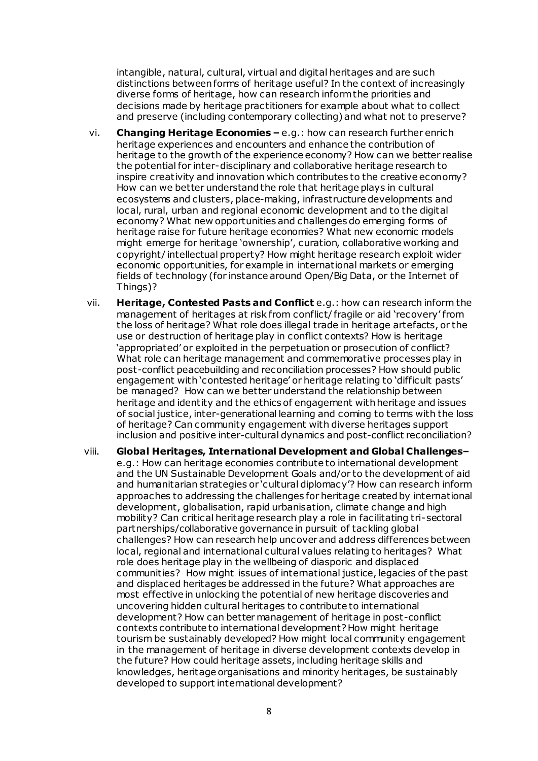intangible, natural, cultural, virtual and digital heritages and are such distinctions between forms of heritage useful? In the context of increasingly diverse forms of heritage, how can research inform the priorities and decisions made by heritage practitioners for example about what to collect and preserve (including contemporary collecting) and what not to preserve?

vi. **Changing Heritage Economies –** e.g.: how can research further enrich heritage experiences and encounters and enhance the contribution of heritage to the growth of the experience economy? How can we better realise the potential for inter-disciplinary and collaborative heritage research to inspire creativity and innovation which contributes to the creative economy? How can we better understand the role that heritage plays in cultural ecosystems and clusters, place-making, infrastructure developments and local, rural, urban and regional economic development and to the digital economy? What new opportunities and challenges do emerging forms of heritage raise for future heritage economies? What new economic models might emerge for heritage 'ownership', curation, collaborative working and copyright/intellectual property? How might heritage research exploit wider economic opportunities, for example in international markets or emerging fields of technology (for instance around Open/Big Data, or the Internet of Things)?

vii. **Heritage, Contested Pasts and Conflict** e.g.: how can research inform the management of heritages at risk from conflict/fragile or aid 'recovery' from the loss of heritage? What role does illegal trade in heritage artefacts, or the use or destruction of heritage play in conflict contexts? How is heritage 'appropriated' or exploited in the perpetuation or prosecution of conflict? What role can heritage management and commemorative processes play in post-conflict peacebuilding and reconciliation processes? How should public engagement with 'contested heritage' or heritage relating to 'difficult pasts' be managed? How can we better understand the relationship between heritage and identity and the ethics of engagement with heritage and issues of social justice, inter-generational learning and coming to terms with the loss of heritage? Can community engagement with diverse heritages support inclusion and positive inter-cultural dynamics and post-conflict reconciliation?

viii. **Global Heritages, International Development and Global Challenges–** e.g.: How can heritage economies contribute to international development and the UN Sustainable Development Goals and/or to the development of aid and humanitarian strategies or 'cultural diplomacy'? How can research inform approaches to addressing the challenges for heritage created by international development, globalisation, rapid urbanisation, climate change and high mobility? Can critical heritage research play a role in facilitating tri-sectoral partnerships/collaborative governance in pursuit of tackling global challenges? How can research help uncover and address differences between local, regional and international cultural values relating to heritages? What role does heritage play in the wellbeing of diasporic and displaced communities? How might issues of international justice, legacies of the past and displaced heritages be addressed in the future? What approaches are most effective in unlocking the potential of new heritage discoveries and uncovering hidden cultural heritages to contribute to international development? How can better management of heritage in post-conflict contexts contribute to international development? How might heritage tourism be sustainably developed? How might local community engagement in the management of heritage in diverse development contexts develop in the future? How could heritage assets, including heritage skills and knowledges, heritage organisations and minority heritages, be sustainably developed to support international development?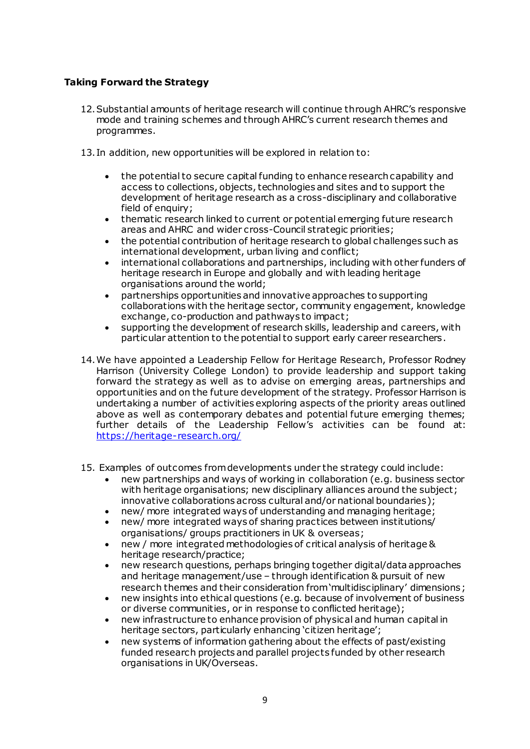**Taking Forward the Strategy**

12. Substantial amounts of heritage research will continue through AHRC's responsive mode and training schemes and through AHRC's current research themes and programmes.

13. In addition, new opportunities will be explored in relation to:

    - the potential to secure capital funding to enhance research capability and access to collections, objects, technologies and sites and to support the development of heritage research as a cross-disciplinary and collaborative field of enquiry;
    - thematic research linked to current or potential emerging future research areas and AHRC and wider cross-Council strategic priorities;
    - the potential contribution of heritage research to global challenges such as international development, urban living and conflict;
    - international collaborations and partnerships, including with other funders of heritage research in Europe and globally and with leading heritage organisations around the world;
    - partnerships opportunities and innovative approaches to supporting collaborations with the heritage sector, community engagement, knowledge exchange, co-production and pathways to impact;
    - supporting the development of research skills, leadership and careers, with particular attention to the potential to support early career researchers.

14. We have appointed a Leadership Fellow for Heritage Research, Professor Rodney Harrison (University College London) to provide leadership and support taking forward the strategy as well as to advise on emerging areas, partnerships and opportunities and on the future development of the strategy. Professor Harrison is undertaking a number of activities exploring aspects of the priority areas outlined above as well as contemporary debates and potential future emerging themes; further details of the Leadership Fellow's activities can be found at: [https://heritage-research.org/](https://heritage-research.org/)

15. Examples of outcomes from developments under the strategy could include:
    - new partnerships and ways of working in collaboration (e.g. business sector with heritage organisations; new disciplinary alliances around the subject; innovative collaborations across cultural and/or national boundaries);
    - new/ more integrated ways of understanding and managing heritage;
    - new/ more integrated ways of sharing practices between institutions/ organisations/ groups practitioners in UK & overseas;
    - new / more integrated methodologies of critical analysis of heritage & heritage research/practice;
    - new research questions, perhaps bringing together digital/data approaches and heritage management/use – through identification & pursuit of new research themes and their consideration from 'multidisciplinary' dimensions;
    - new insights into ethical questions (e.g. because of involvement of business or diverse communities, or in response to conflicted heritage);
    - new infrastructure to enhance provision of physical and human capital in heritage sectors, particularly enhancing 'citizen heritage';
    - new systems of information gathering about the effects of past/existing funded research projects and parallel projects funded by other research organisations in UK/Overseas.